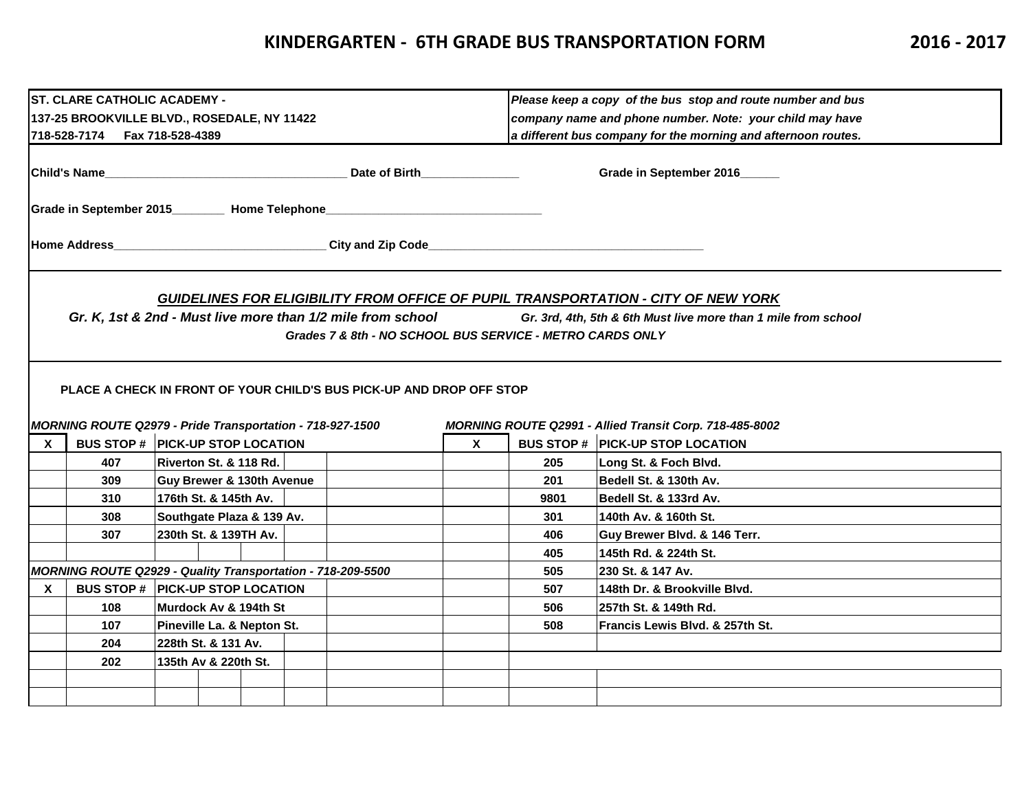# KINDERGARTEN - 6TH GRADE BUS TRANSPORTATION FORM 2016 - 2017

**ST. CLARE CATHOLIC ACADEMY -**
**137-25 BROOKVILLE BLVD., ROSEDALE, NY 11422**
**718-528-7174 Fax 718-528-4389**

***Please keep a copy of the bus stop and route number and bus company name and phone number. Note: your child may have a different bus company for the morning and afternoon routes.***

**Child's Name**_____________________________________ **Date of Birth**_______________ **Grade in September 2016**______

**Grade in September 2015**________ **Home Telephone**_________________________________

**Home Address**________________________________ **City and Zip Code**__________________________________________

***GUIDELINES FOR ELIGIBILITY FROM OFFICE OF PUPIL TRANSPORTATION - CITY OF NEW YORK***

***Gr. K, 1st & 2nd - Must live more than 1/2 mile from school***

***Gr. 3rd, 4th, 5th & 6th Must live more than 1 mile from school***

***Grades 7 & 8th - NO SCHOOL BUS SERVICE - METRO CARDS ONLY***

**PLACE A CHECK IN FRONT OF YOUR CHILD'S BUS PICK-UP AND DROP OFF STOP**

***MORNING ROUTE Q2979 - Pride Transportation - 718-927-1500***

| X | BUS STOP # | PICK-UP STOP LOCATION |
|---|---|---|
| | 407 | Riverton St. & 118 Rd. |
| | 309 | Guy Brewer & 130th Avenue |
| | 310 | 176th St. & 145th Av. |
| | 308 | Southgate Plaza & 139 Av. |
| | 307 | 230th St. & 139TH Av. |

***MORNING ROUTE Q2929 - Quality Transportation - 718-209-5500***

| X | BUS STOP # | PICK-UP STOP LOCATION |
|---|---|---|
| | 108 | Murdock Av & 194th St |
| | 107 | Pineville La. & Nepton St. |
| | 204 | 228th St. & 131 Av. |
| | 202 | 135th Av & 220th St. |

***MORNING ROUTE Q2991 - Allied Transit Corp. 718-485-8002***

| X | BUS STOP # | PICK-UP STOP LOCATION |
|---|---|---|
| | 205 | Long St. & Foch Blvd. |
| | 201 | Bedell St. & 130th Av. |
| | 9801 | Bedell St. & 133rd Av. |
| | 301 | 140th Av. & 160th St. |
| | 406 | Guy Brewer Blvd. & 146 Terr. |
| | 405 | 145th Rd. & 224th St. |
| | 505 | 230 St. & 147 Av. |
| | 507 | 148th Dr. & Brookville Blvd. |
| | 506 | 257th St. & 149th Rd. |
| | 508 | Francis Lewis Blvd. & 257th St. |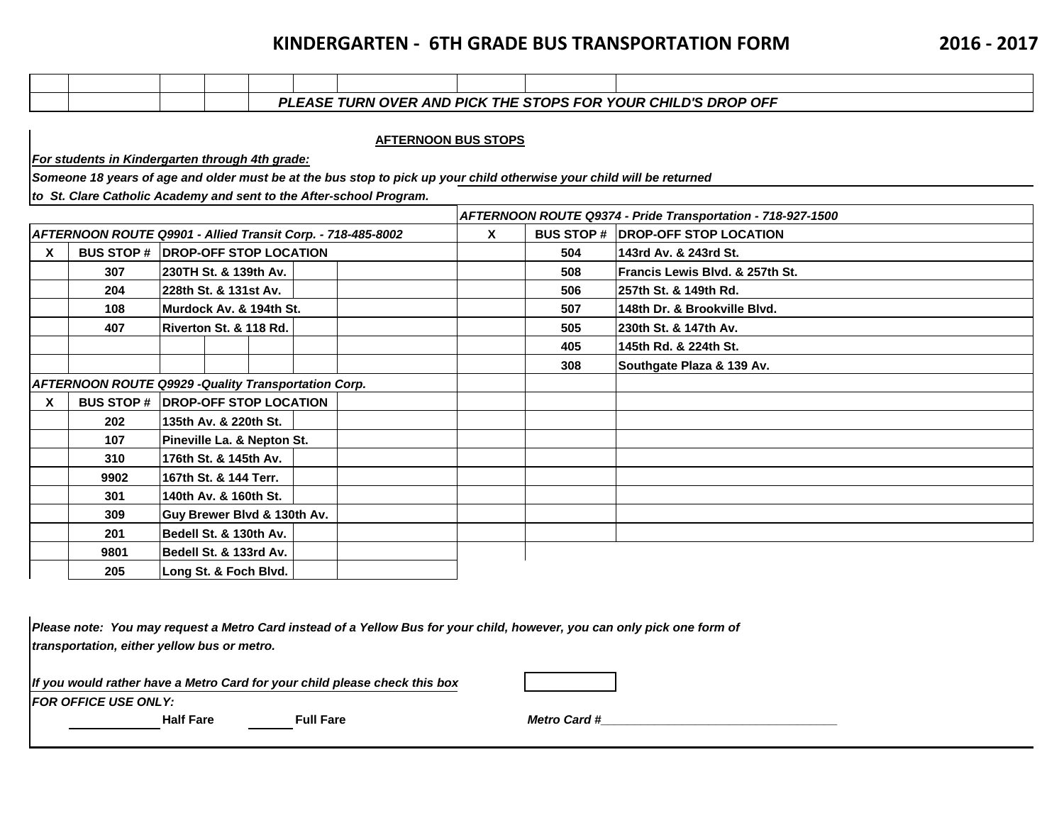# KINDERGARTEN - 6TH GRADE BUS TRANSPORTATION FORM

**2016 - 2017**

***PLEASE TURN OVER AND PICK THE STOPS FOR YOUR CHILD'S DROP OFF***

**AFTERNOON BUS STOPS**

***For students in Kindergarten through 4th grade:***

***Someone 18 years of age and older must be at the bus stop to pick up your child otherwise your child will be returned to St. Clare Catholic Academy and sent to the After-school Program.***

***AFTERNOON ROUTE Q9901 - Allied Transit Corp. - 718-485-8002***

| X | BUS STOP # | DROP-OFF STOP LOCATION |
|---|---|---|
| | 307 | 230TH St. & 139th Av. |
| | 204 | 228th St. & 131st Av. |
| | 108 | Murdock Av. & 194th St. |
| | 407 | Riverton St. & 118 Rd. |

***AFTERNOON ROUTE Q9929 -Quality Transportation Corp.***

| X | BUS STOP # | DROP-OFF STOP LOCATION |
|---|---|---|
| | 202 | 135th Av. & 220th St. |
| | 107 | Pineville La. & Nepton St. |
| | 310 | 176th St. & 145th Av. |
| | 9902 | 167th St. & 144 Terr. |
| | 301 | 140th Av. & 160th St. |
| | 309 | Guy Brewer Blvd & 130th Av. |
| | 201 | Bedell St. & 130th Av. |
| | 9801 | Bedell St. & 133rd Av. |
| | 205 | Long St. & Foch Blvd. |

***AFTERNOON ROUTE Q9374 - Pride Transportation - 718-927-1500***

| X | BUS STOP # | DROP-OFF STOP LOCATION |
|---|---|---|
| | 504 | 143rd Av. & 243rd St. |
| | 508 | Francis Lewis Blvd. & 257th St. |
| | 506 | 257th St. & 149th Rd. |
| | 507 | 148th Dr. & Brookville Blvd. |
| | 505 | 230th St. & 147th Av. |
| | 405 | 145th Rd. & 224th St. |
| | 308 | Southgate Plaza & 139 Av. |

***Please note: You may request a Metro Card instead of a Yellow Bus for your child, however, you can only pick one form of transportation, either yellow bus or metro.***

***If you would rather have a Metro Card for your child please check this box*** ☐

***FOR OFFICE USE ONLY:***

\_\_\_\_\_\_\_\_ **Half Fare** \_\_\_\_\_\_ **Full Fare** ***Metro Card #\_\_\_\_\_\_\_\_\_\_\_\_\_\_\_\_\_\_\_\_\_\_\_\_\_\_\_\_\_\_\_\_\_\_\_***